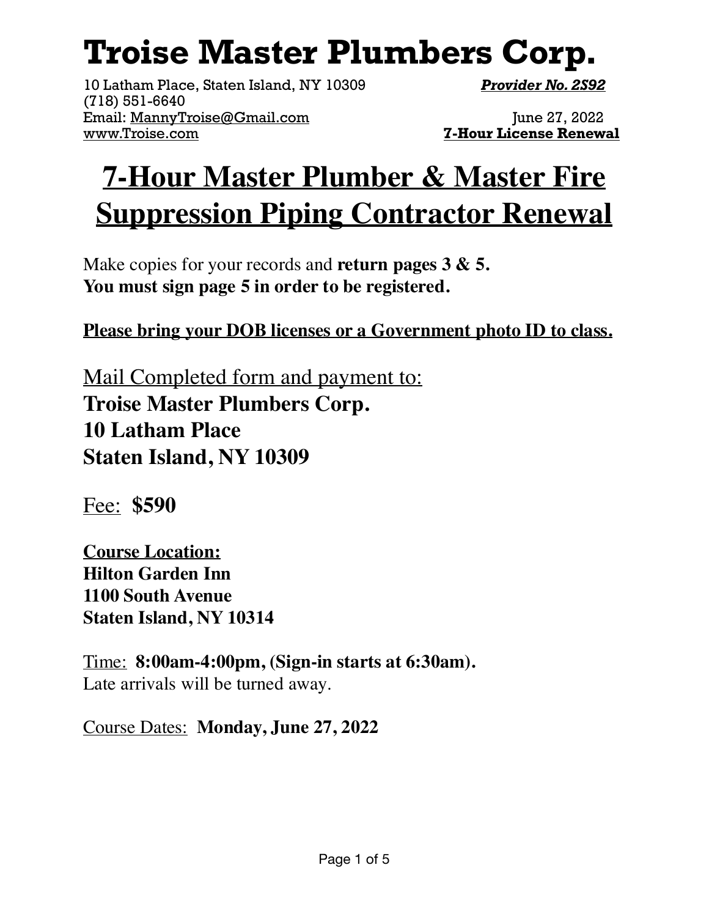# Troise Master Plumbers Corp.

10 Latham Place, Staten Island, NY 10309
(718) 551-6640
Email: MannyTroise@Gmail.com
www.Troise.com

***Provider No. 2S92***
June 27, 2022
**7-Hour License Renewal**

## 7-Hour Master Plumber & Master Fire Suppression Piping Contractor Renewal

Make copies for your records and **return pages 3 & 5.**
**You must sign page 5 in order to be registered.**

**Please bring your DOB licenses or a Government photo ID to class.**

Mail Completed form and payment to:
**Troise Master Plumbers Corp.**
**10 Latham Place**
**Staten Island, NY 10309**

Fee: **$590**

**Course Location:**
**Hilton Garden Inn**
**1100 South Avenue**
**Staten Island, NY 10314**

Time: **8:00am-4:00pm, (Sign-in starts at 6:30am).**
Late arrivals will be turned away.

Course Dates: **Monday, June 27, 2022**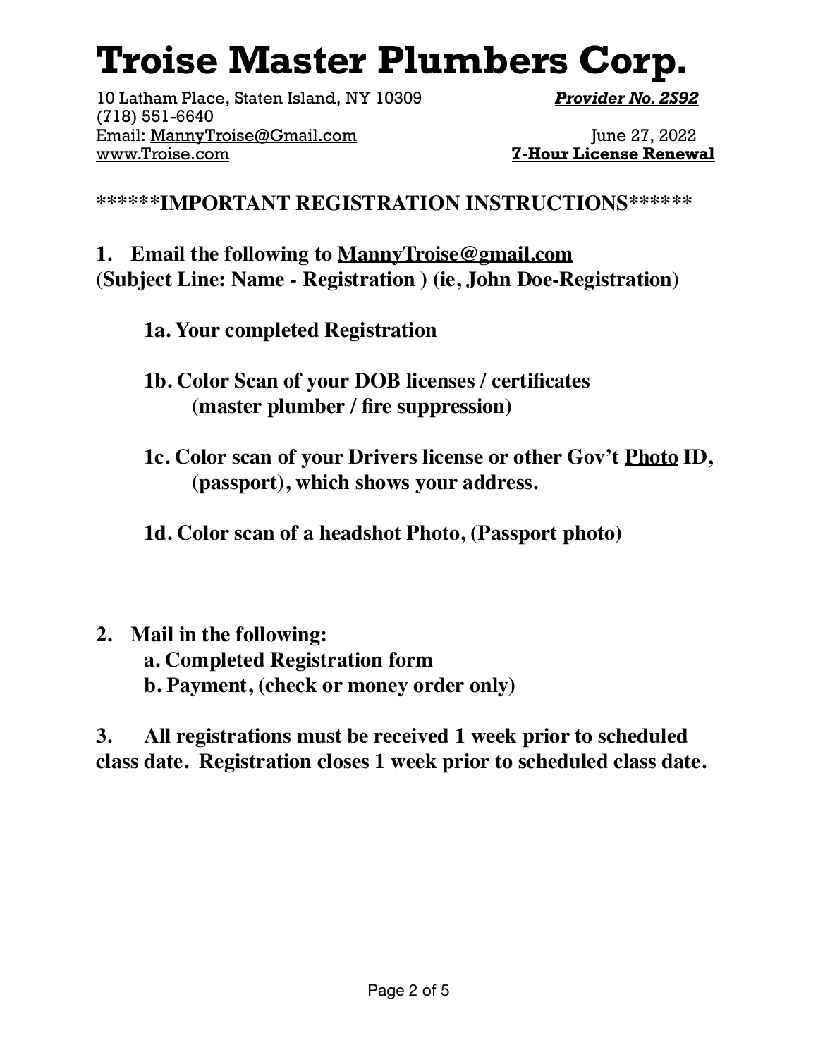# Troise Master Plumbers Corp.

10 Latham Place, Staten Island, NY 10309
(718) 551-6640
Email: MannyTroise@Gmail.com
www.Troise.com

***Provider No. 2S92***
June 27, 2022
**7-Hour License Renewal**

********IMPORTANT REGISTRATION INSTRUCTIONS******

**1. Email the following to MannyTroise@gmail.com**
**(Subject Line: Name - Registration ) (ie, John Doe-Registration)**

> **1a. Your completed Registration**
>
> **1b. Color Scan of your DOB licenses / certificates (master plumber / fire suppression)**
>
> **1c. Color scan of your Drivers license or other Gov't Photo ID, (passport), which shows your address.**
>
> **1d. Color scan of a headshot Photo, (Passport photo)**

**2. Mail in the following:**
> **a. Completed Registration form**
> **b. Payment, (check or money order only)**

**3. All registrations must be received 1 week prior to scheduled class date. Registration closes 1 week prior to scheduled class date.**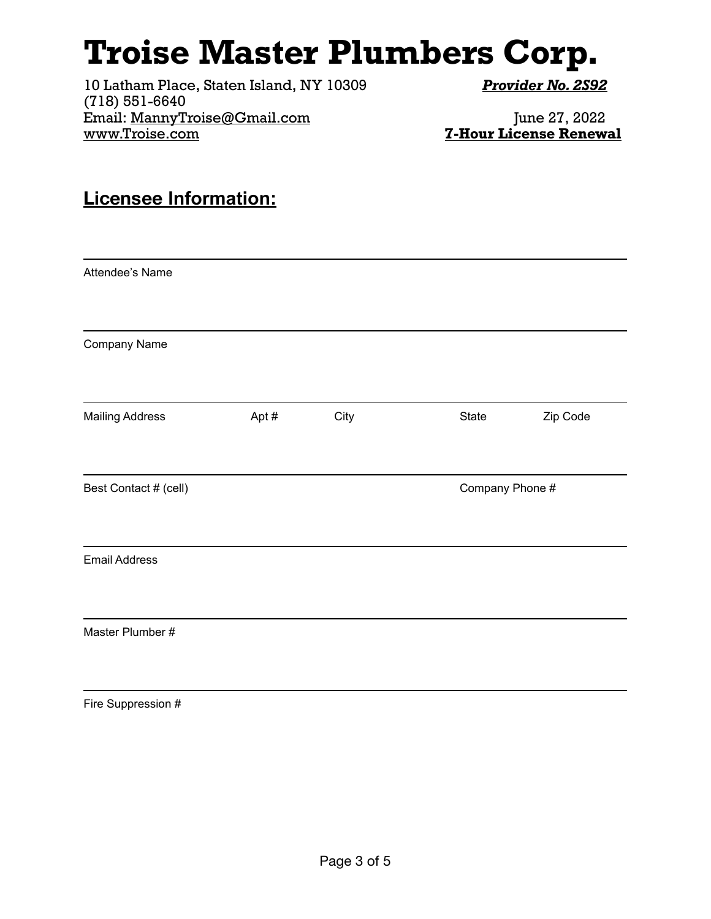# Troise Master Plumbers Corp.

10 Latham Place, Staten Island, NY 10309  
(718) 551-6640  
Email: MannyTroise@Gmail.com  
www.Troise.com

***Provider No. 2S92***

June 27, 2022  
**7-Hour License Renewal**

## Licensee Information:

______________________________________________

Attendee's Name

______________________________________________

Company Name

______________________________________________

Mailing Address    Apt #    City    State    Zip Code

______________________________________________

Best Contact # (cell)    Company Phone #

______________________________________________

Email Address

______________________________________________

Master Plumber #

______________________________________________

Fire Suppression #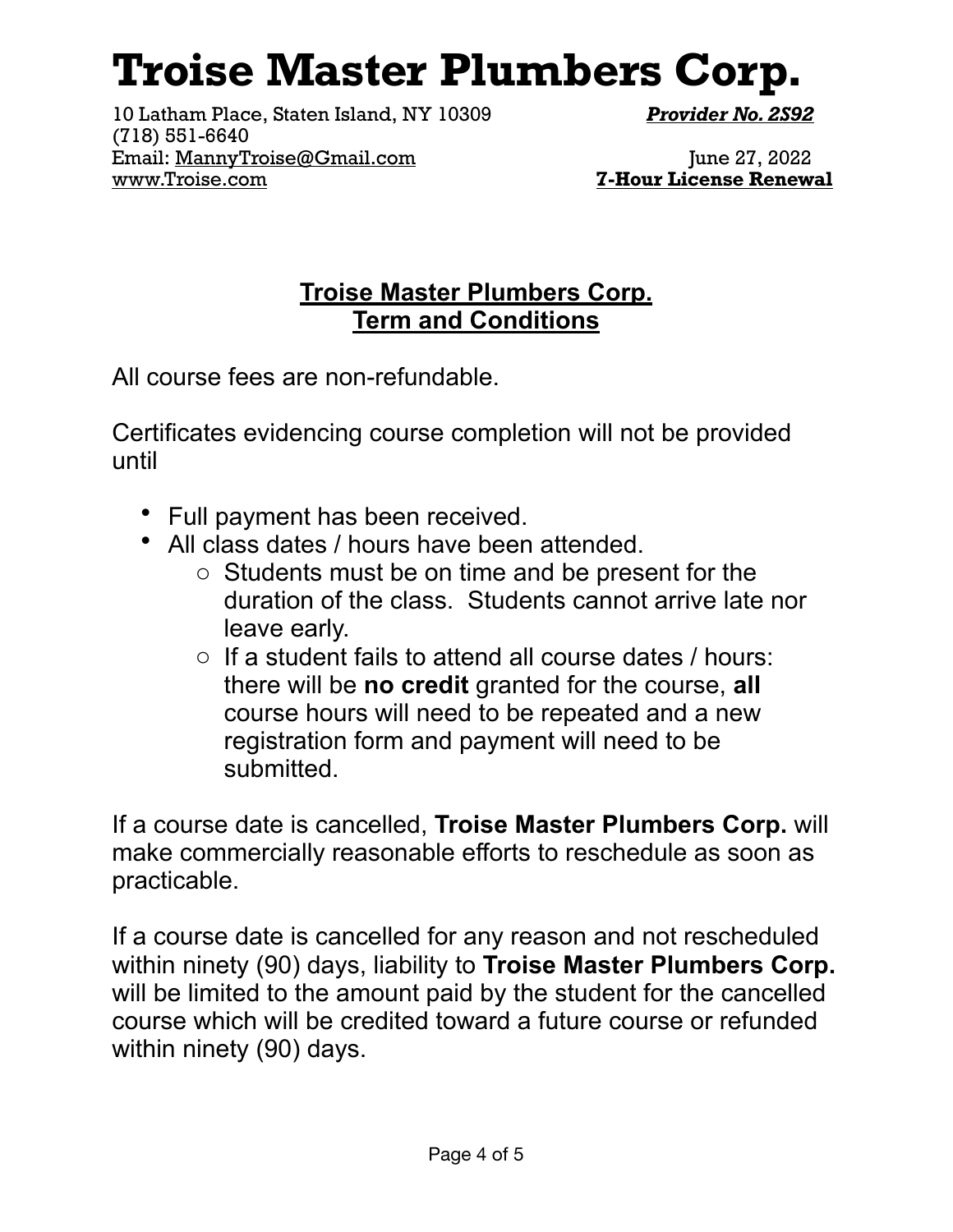# Troise Master Plumbers Corp.

10 Latham Place, Staten Island, NY 10309 ***Provider No. 2S92***
(718) 551-6640
Email: MannyTroise@Gmail.com June 27, 2022
www.Troise.com **7-Hour License Renewal**

## Troise Master Plumbers Corp.
## Term and Conditions

All course fees are non-refundable.

Certificates evidencing course completion will not be provided until

- Full payment has been received.
- All class dates / hours have been attended.
  - Students must be on time and be present for the duration of the class. Students cannot arrive late nor leave early.
  - If a student fails to attend all course dates / hours: there will be **no credit** granted for the course, **all** course hours will need to be repeated and a new registration form and payment will need to be submitted.

If a course date is cancelled, **Troise Master Plumbers Corp.** will make commercially reasonable efforts to reschedule as soon as practicable.

If a course date is cancelled for any reason and not rescheduled within ninety (90) days, liability to **Troise Master Plumbers Corp.** will be limited to the amount paid by the student for the cancelled course which will be credited toward a future course or refunded within ninety (90) days.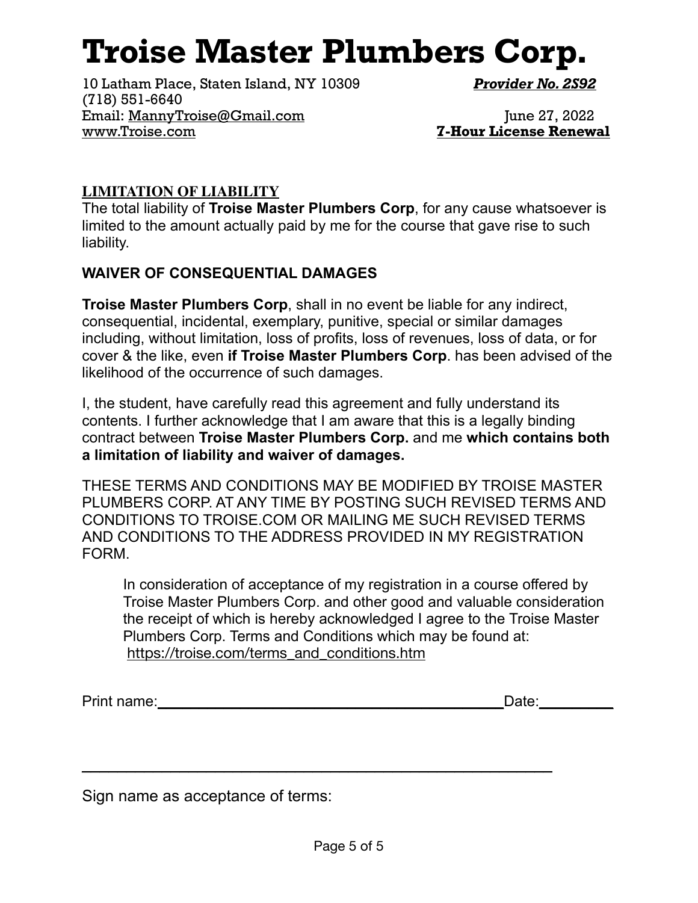# Troise Master Plumbers Corp.

10 Latham Place, Staten Island, NY 10309 ***Provider No. 2S92***
(718) 551-6640
Email: MannyTroise@Gmail.com June 27, 2022
www.Troise.com **7-Hour License Renewal**

**LIMITATION OF LIABILITY**

The total liability of **Troise Master Plumbers Corp**, for any cause whatsoever is limited to the amount actually paid by me for the course that gave rise to such liability.

**WAIVER OF CONSEQUENTIAL DAMAGES**

**Troise Master Plumbers Corp**, shall in no event be liable for any indirect, consequential, incidental, exemplary, punitive, special or similar damages including, without limitation, loss of profits, loss of revenues, loss of data, or for cover & the like, even **if Troise Master Plumbers Corp**. has been advised of the likelihood of the occurrence of such damages.

I, the student, have carefully read this agreement and fully understand its contents. I further acknowledge that I am aware that this is a legally binding contract between **Troise Master Plumbers Corp.** and me **which contains both a limitation of liability and waiver of damages.**

THESE TERMS AND CONDITIONS MAY BE MODIFIED BY TROISE MASTER PLUMBERS CORP. AT ANY TIME BY POSTING SUCH REVISED TERMS AND CONDITIONS TO TROISE.COM OR MAILING ME SUCH REVISED TERMS AND CONDITIONS TO THE ADDRESS PROVIDED IN MY REGISTRATION FORM.

> In consideration of acceptance of my registration in a course offered by Troise Master Plumbers Corp. and other good and valuable consideration the receipt of which is hereby acknowledged I agree to the Troise Master Plumbers Corp. Terms and Conditions which may be found at: https://troise.com/terms_and_conditions.htm

Print name:______________________________________________Date:__________

____________________________________________________________

Sign name as acceptance of terms: